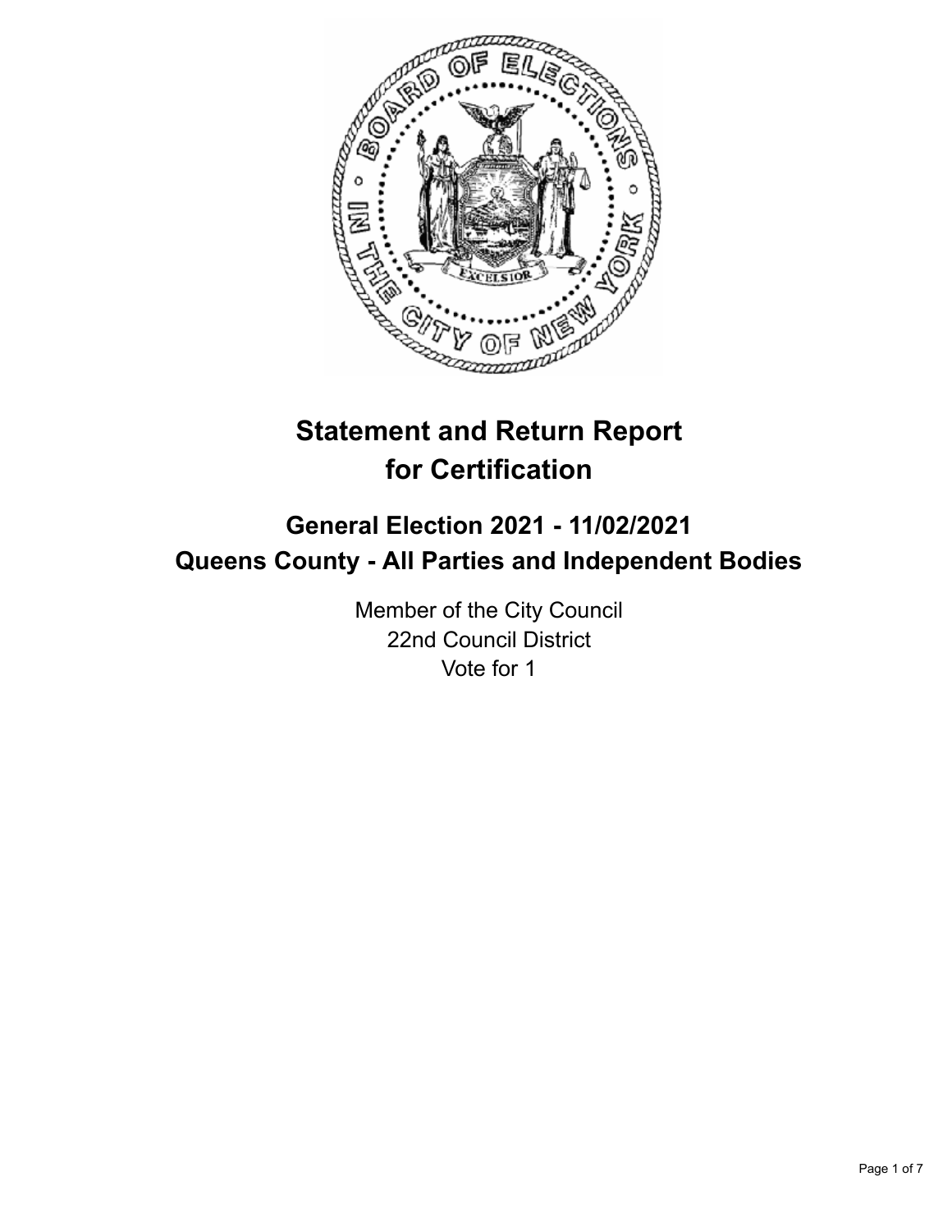# Statement and Return Report for Certification

## General Election 2021 - 11/02/2021
## Queens County - All Parties and Independent Bodies

Member of the City Council
22nd Council District
Vote for 1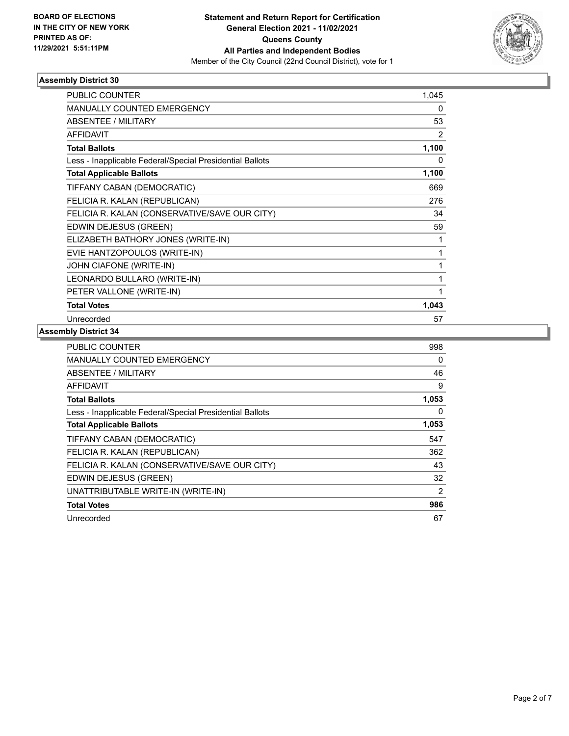BOARD OF ELECTIONS
IN THE CITY OF NEW YORK
PRINTED AS OF:
11/29/2021 5:51:11PM

**Statement and Return Report for Certification**
**General Election 2021 - 11/02/2021**
**Queens County**
**All Parties and Independent Bodies**
Member of the City Council (22nd Council District), vote for 1

### Assembly District 30

| | |
|---|---|
| PUBLIC COUNTER | 1,045 |
| MANUALLY COUNTED EMERGENCY | 0 |
| ABSENTEE / MILITARY | 53 |
| AFFIDAVIT | 2 |
| **Total Ballots** | **1,100** |
| Less - Inapplicable Federal/Special Presidential Ballots | 0 |
| **Total Applicable Ballots** | **1,100** |
| TIFFANY CABAN (DEMOCRATIC) | 669 |
| FELICIA R. KALAN (REPUBLICAN) | 276 |
| FELICIA R. KALAN (CONSERVATIVE/SAVE OUR CITY) | 34 |
| EDWIN DEJESUS (GREEN) | 59 |
| ELIZABETH BATHORY JONES (WRITE-IN) | 1 |
| EVIE HANTZOPOULOS (WRITE-IN) | 1 |
| JOHN CIAFONE (WRITE-IN) | 1 |
| LEONARDO BULLARO (WRITE-IN) | 1 |
| PETER VALLONE (WRITE-IN) | 1 |
| **Total Votes** | **1,043** |
| Unrecorded | 57 |

### Assembly District 34

| | |
|---|---|
| PUBLIC COUNTER | 998 |
| MANUALLY COUNTED EMERGENCY | 0 |
| ABSENTEE / MILITARY | 46 |
| AFFIDAVIT | 9 |
| **Total Ballots** | **1,053** |
| Less - Inapplicable Federal/Special Presidential Ballots | 0 |
| **Total Applicable Ballots** | **1,053** |
| TIFFANY CABAN (DEMOCRATIC) | 547 |
| FELICIA R. KALAN (REPUBLICAN) | 362 |
| FELICIA R. KALAN (CONSERVATIVE/SAVE OUR CITY) | 43 |
| EDWIN DEJESUS (GREEN) | 32 |
| UNATTRIBUTABLE WRITE-IN (WRITE-IN) | 2 |
| **Total Votes** | **986** |
| Unrecorded | 67 |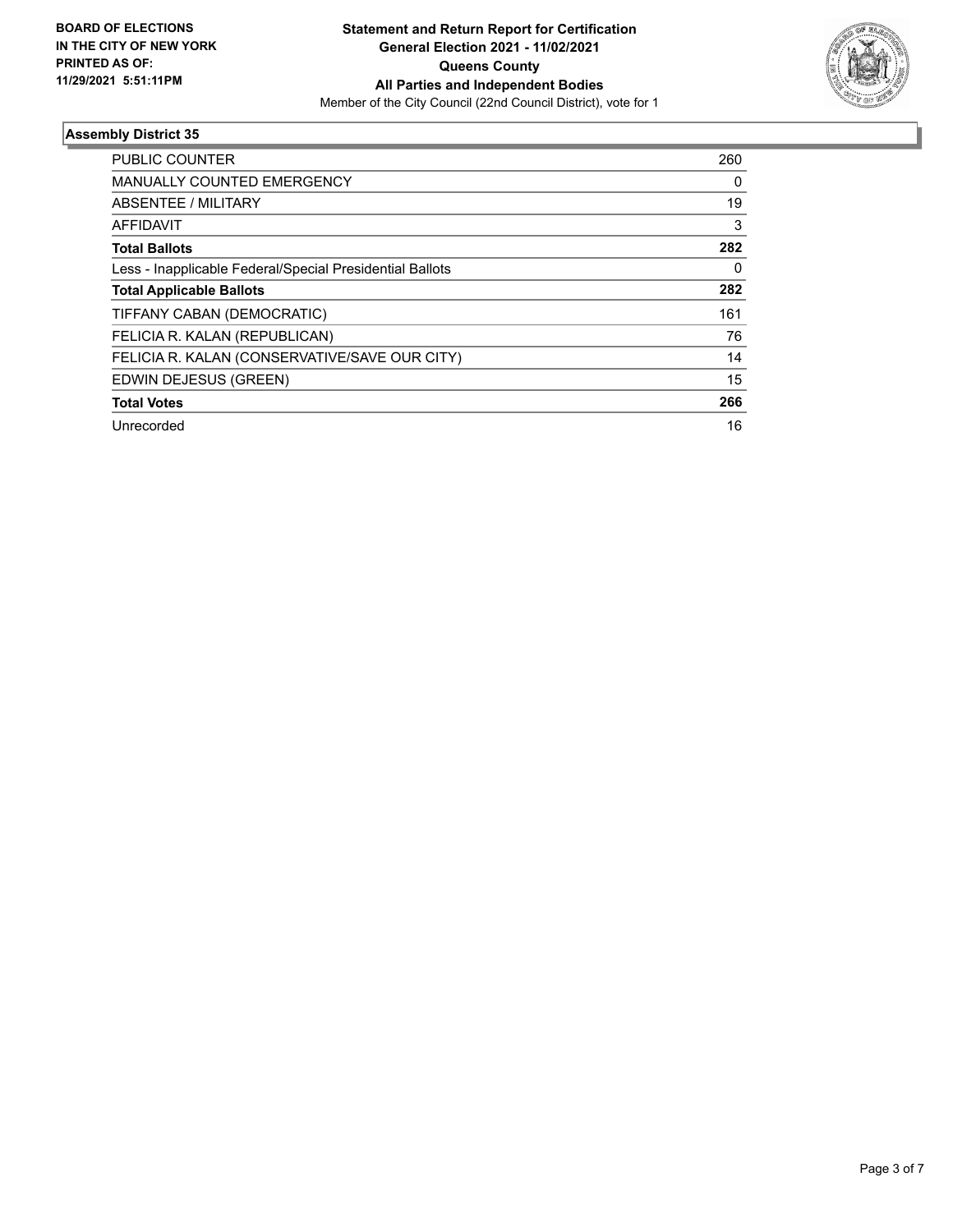**BOARD OF ELECTIONS IN THE CITY OF NEW YORK PRINTED AS OF: 11/29/2021 5:51:11PM**

**Statement and Return Report for Certification**
**General Election 2021 - 11/02/2021**
**Queens County**
**All Parties and Independent Bodies**
Member of the City Council (22nd Council District), vote for 1

## Assembly District 35

| | |
|---|---|
| PUBLIC COUNTER | 260 |
| MANUALLY COUNTED EMERGENCY | 0 |
| ABSENTEE / MILITARY | 19 |
| AFFIDAVIT | 3 |
| **Total Ballots** | **282** |
| Less - Inapplicable Federal/Special Presidential Ballots | 0 |
| **Total Applicable Ballots** | **282** |
| TIFFANY CABAN (DEMOCRATIC) | 161 |
| FELICIA R. KALAN (REPUBLICAN) | 76 |
| FELICIA R. KALAN (CONSERVATIVE/SAVE OUR CITY) | 14 |
| EDWIN DEJESUS (GREEN) | 15 |
| **Total Votes** | **266** |
| Unrecorded | 16 |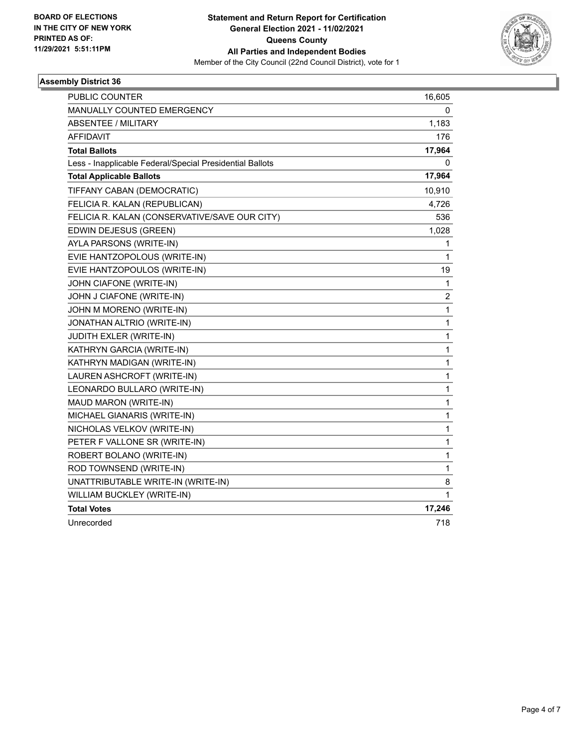**BOARD OF ELECTIONS IN THE CITY OF NEW YORK PRINTED AS OF: 11/29/2021 5:51:11PM**

**Statement and Return Report for Certification**
**General Election 2021 - 11/02/2021**
**Queens County**
**All Parties and Independent Bodies**
Member of the City Council (22nd Council District), vote for 1

### Assembly District 36

| | |
|---|---|
| PUBLIC COUNTER | 16,605 |
| MANUALLY COUNTED EMERGENCY | 0 |
| ABSENTEE / MILITARY | 1,183 |
| AFFIDAVIT | 176 |
| **Total Ballots** | **17,964** |
| Less - Inapplicable Federal/Special Presidential Ballots | 0 |
| **Total Applicable Ballots** | **17,964** |
| TIFFANY CABAN (DEMOCRATIC) | 10,910 |
| FELICIA R. KALAN (REPUBLICAN) | 4,726 |
| FELICIA R. KALAN (CONSERVATIVE/SAVE OUR CITY) | 536 |
| EDWIN DEJESUS (GREEN) | 1,028 |
| AYLA PARSONS (WRITE-IN) | 1 |
| EVIE HANTZOPOLOUS (WRITE-IN) | 1 |
| EVIE HANTZOPOULOS (WRITE-IN) | 19 |
| JOHN CIAFONE (WRITE-IN) | 1 |
| JOHN J CIAFONE (WRITE-IN) | 2 |
| JOHN M MORENO (WRITE-IN) | 1 |
| JONATHAN ALTRIO (WRITE-IN) | 1 |
| JUDITH EXLER (WRITE-IN) | 1 |
| KATHRYN GARCIA (WRITE-IN) | 1 |
| KATHRYN MADIGAN (WRITE-IN) | 1 |
| LAUREN ASHCROFT (WRITE-IN) | 1 |
| LEONARDO BULLARO (WRITE-IN) | 1 |
| MAUD MARON (WRITE-IN) | 1 |
| MICHAEL GIANARIS (WRITE-IN) | 1 |
| NICHOLAS VELKOV (WRITE-IN) | 1 |
| PETER F VALLONE SR (WRITE-IN) | 1 |
| ROBERT BOLANO (WRITE-IN) | 1 |
| ROD TOWNSEND (WRITE-IN) | 1 |
| UNATTRIBUTABLE WRITE-IN (WRITE-IN) | 8 |
| WILLIAM BUCKLEY (WRITE-IN) | 1 |
| **Total Votes** | **17,246** |
| Unrecorded | 718 |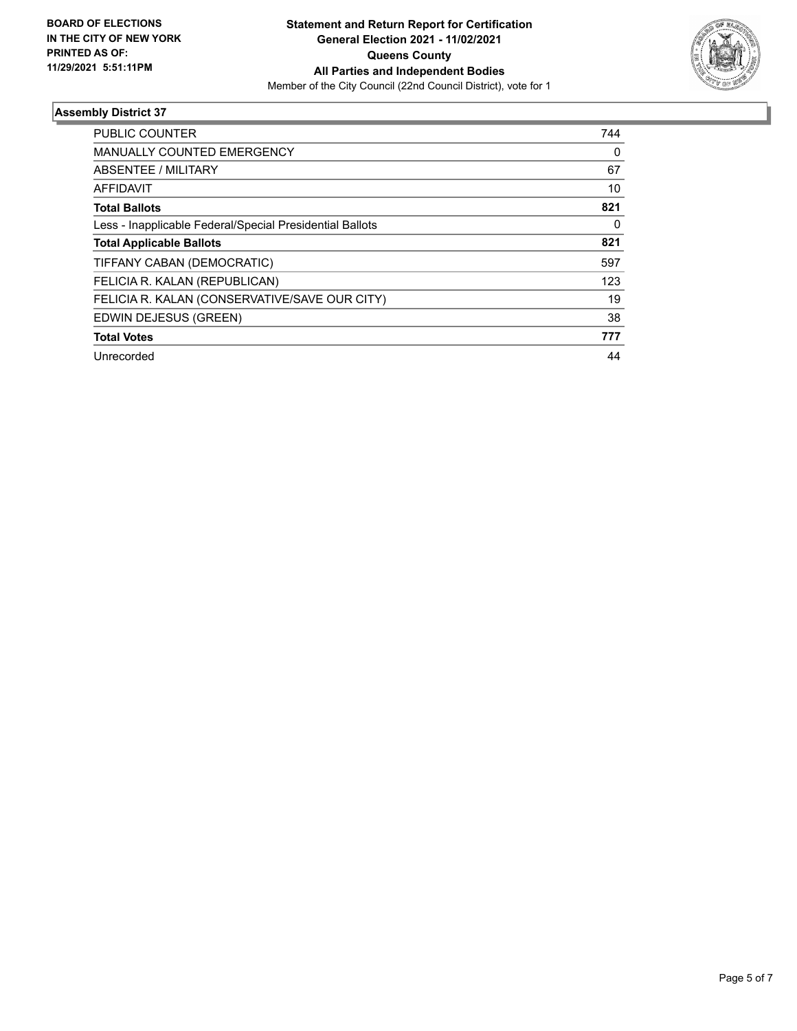**BOARD OF ELECTIONS IN THE CITY OF NEW YORK PRINTED AS OF: 11/29/2021 5:51:11PM**

**Statement and Return Report for Certification General Election 2021 - 11/02/2021 Queens County All Parties and Independent Bodies**

Member of the City Council (22nd Council District), vote for 1

## Assembly District 37

| | |
|---|---|
| PUBLIC COUNTER | 744 |
| MANUALLY COUNTED EMERGENCY | 0 |
| ABSENTEE / MILITARY | 67 |
| AFFIDAVIT | 10 |
| **Total Ballots** | **821** |
| Less - Inapplicable Federal/Special Presidential Ballots | 0 |
| **Total Applicable Ballots** | **821** |
| TIFFANY CABAN (DEMOCRATIC) | 597 |
| FELICIA R. KALAN (REPUBLICAN) | 123 |
| FELICIA R. KALAN (CONSERVATIVE/SAVE OUR CITY) | 19 |
| EDWIN DEJESUS (GREEN) | 38 |
| **Total Votes** | **777** |
| Unrecorded | 44 |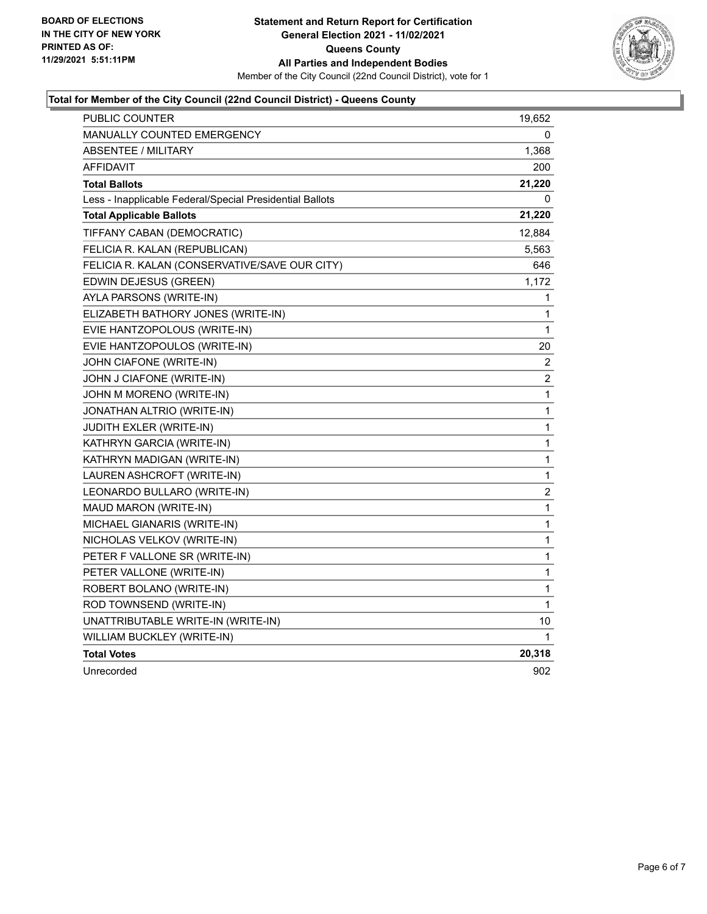BOARD OF ELECTIONS
IN THE CITY OF NEW YORK
PRINTED AS OF:
11/29/2021 5:51:11PM

**Statement and Return Report for Certification**
**General Election 2021 - 11/02/2021**
**Queens County**
**All Parties and Independent Bodies**
Member of the City Council (22nd Council District), vote for 1

## Total for Member of the City Council (22nd Council District) - Queens County

| | |
|---|---|
| PUBLIC COUNTER | 19,652 |
| MANUALLY COUNTED EMERGENCY | 0 |
| ABSENTEE / MILITARY | 1,368 |
| AFFIDAVIT | 200 |
| **Total Ballots** | **21,220** |
| Less - Inapplicable Federal/Special Presidential Ballots | 0 |
| **Total Applicable Ballots** | **21,220** |
| TIFFANY CABAN (DEMOCRATIC) | 12,884 |
| FELICIA R. KALAN (REPUBLICAN) | 5,563 |
| FELICIA R. KALAN (CONSERVATIVE/SAVE OUR CITY) | 646 |
| EDWIN DEJESUS (GREEN) | 1,172 |
| AYLA PARSONS (WRITE-IN) | 1 |
| ELIZABETH BATHORY JONES (WRITE-IN) | 1 |
| EVIE HANTZOPOLOUS (WRITE-IN) | 1 |
| EVIE HANTZOPOULOS (WRITE-IN) | 20 |
| JOHN CIAFONE (WRITE-IN) | 2 |
| JOHN J CIAFONE (WRITE-IN) | 2 |
| JOHN M MORENO (WRITE-IN) | 1 |
| JONATHAN ALTRIO (WRITE-IN) | 1 |
| JUDITH EXLER (WRITE-IN) | 1 |
| KATHRYN GARCIA (WRITE-IN) | 1 |
| KATHRYN MADIGAN (WRITE-IN) | 1 |
| LAUREN ASHCROFT (WRITE-IN) | 1 |
| LEONARDO BULLARO (WRITE-IN) | 2 |
| MAUD MARON (WRITE-IN) | 1 |
| MICHAEL GIANARIS (WRITE-IN) | 1 |
| NICHOLAS VELKOV (WRITE-IN) | 1 |
| PETER F VALLONE SR (WRITE-IN) | 1 |
| PETER VALLONE (WRITE-IN) | 1 |
| ROBERT BOLANO (WRITE-IN) | 1 |
| ROD TOWNSEND (WRITE-IN) | 1 |
| UNATTRIBUTABLE WRITE-IN (WRITE-IN) | 10 |
| WILLIAM BUCKLEY (WRITE-IN) | 1 |
| **Total Votes** | **20,318** |
| Unrecorded | 902 |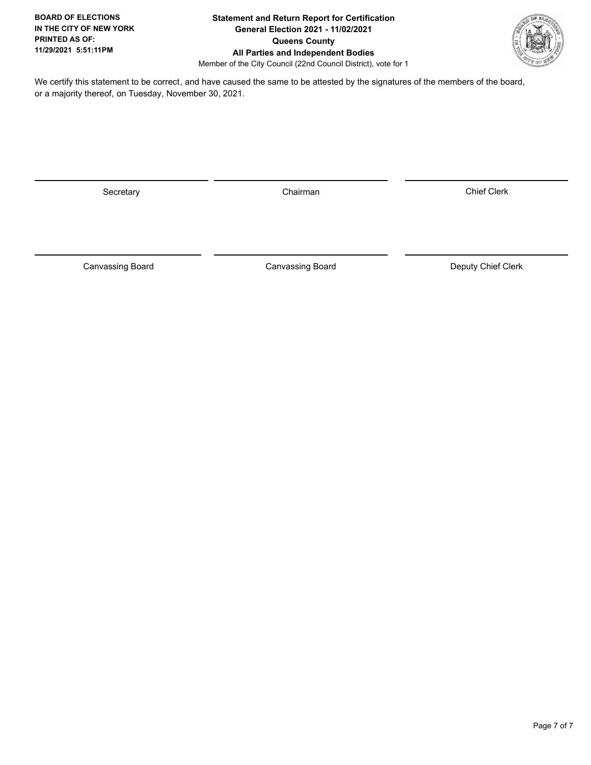We certify this statement to be correct, and have caused the same to be attested by the signatures of the members of the board, or a majority thereof, on Tuesday, November 30, 2021.

| | | |
|---|---|---|
| Secretary | Chairman | Chief Clerk |
| Canvassing Board | Canvassing Board | Deputy Chief Clerk |